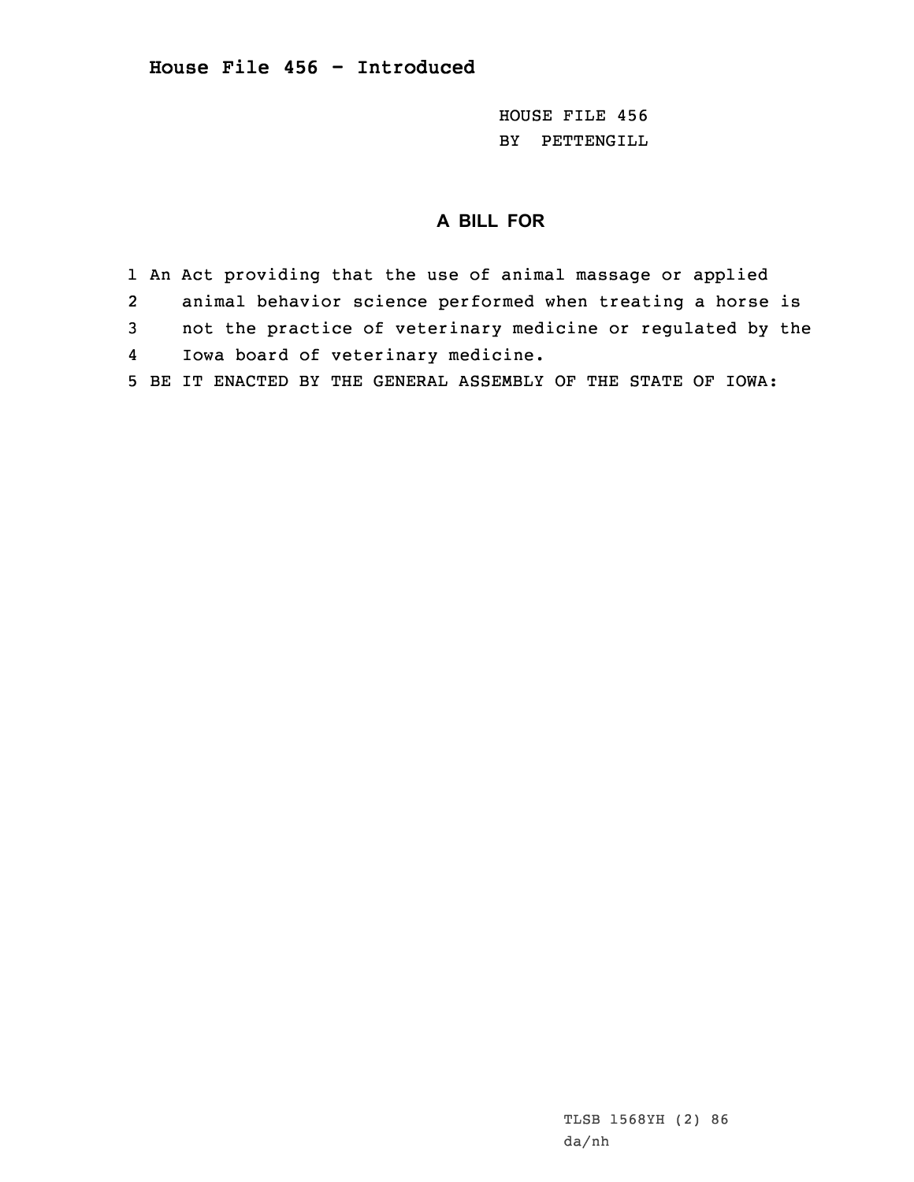## House File 456 - Introduced

HOUSE FILE 456
BY PETTENGILL

**A BILL FOR**

1 An Act providing that the use of animal massage or applied
2 animal behavior science performed when treating a horse is
3 not the practice of veterinary medicine or regulated by the
4 Iowa board of veterinary medicine.
5 BE IT ENACTED BY THE GENERAL ASSEMBLY OF THE STATE OF IOWA:

TLSB 1568YH (2) 86
da/nh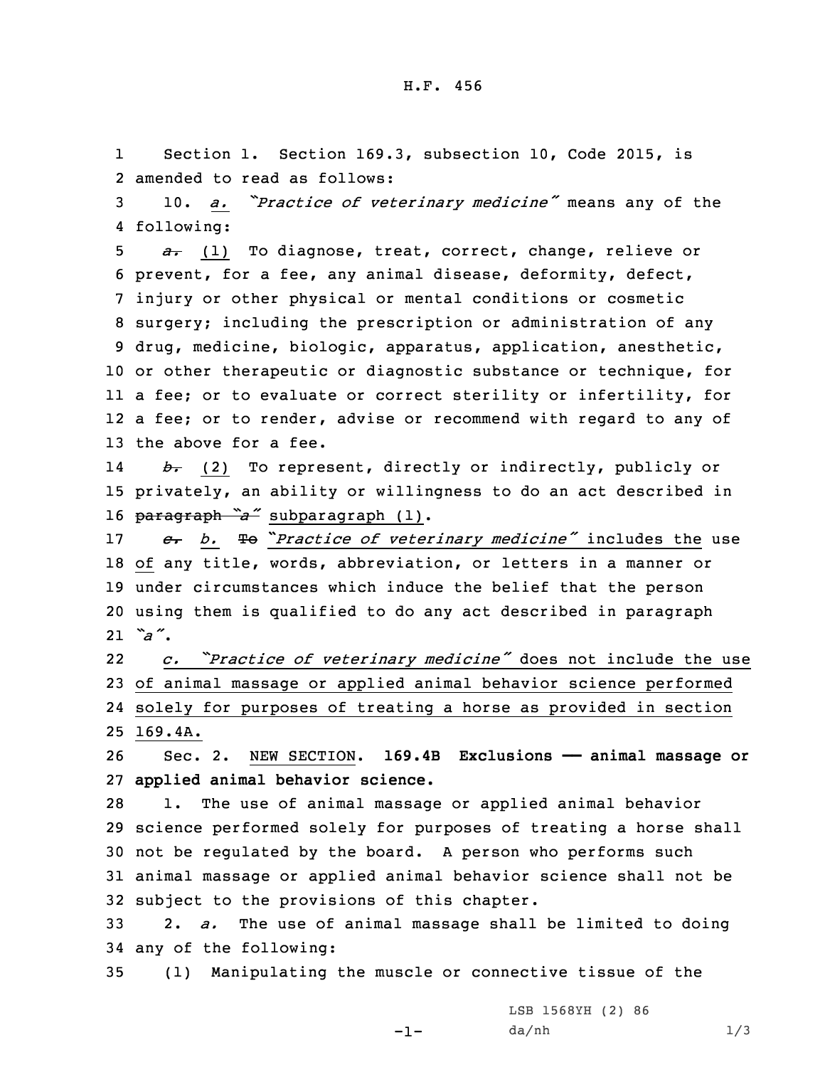Section 1. Section 169.3, subsection 10, Code 2015, is amended to read as follows:

10. *a.* "*Practice of veterinary medicine*" means any of the following:

~~*a.*~~ (1) To diagnose, treat, correct, change, relieve or prevent, for a fee, any animal disease, deformity, defect, injury or other physical or mental conditions or cosmetic surgery; including the prescription or administration of any drug, medicine, biologic, apparatus, application, anesthetic, or other therapeutic or diagnostic substance or technique, for a fee; or to evaluate or correct sterility or infertility, for a fee; or to render, advise or recommend with regard to any of the above for a fee.

~~*b.*~~ (2) To represent, directly or indirectly, publicly or privately, an ability or willingness to do an act described in ~~paragraph "*a*"~~ subparagraph (1).

~~*c.*~~ *b.* ~~To~~ "*Practice of veterinary medicine*" includes the use of any title, words, abbreviation, or letters in a manner or under circumstances which induce the belief that the person using them is qualified to do any act described in paragraph "*a*".

*c.* "*Practice of veterinary medicine*" does not include the use of animal massage or applied animal behavior science performed solely for purposes of treating a horse as provided in section 169.4A.

Sec. 2. NEW SECTION. **169.4B Exclusions —— animal massage or applied animal behavior science.**

1. The use of animal massage or applied animal behavior science performed solely for purposes of treating a horse shall not be regulated by the board. A person who performs such animal massage or applied animal behavior science shall not be subject to the provisions of this chapter.

2. *a.* The use of animal massage shall be limited to doing any of the following:

(1) Manipulating the muscle or connective tissue of the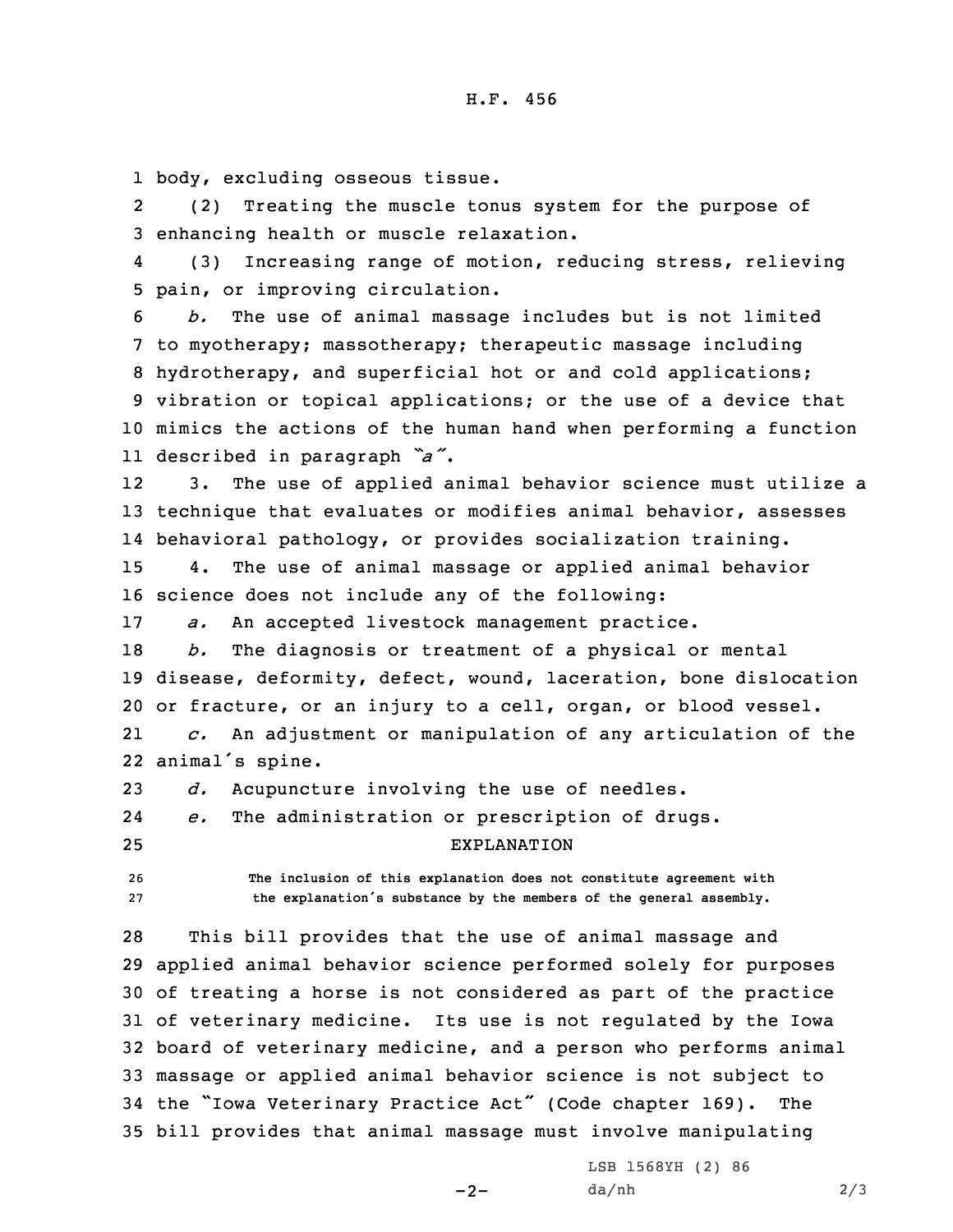body, excluding osseous tissue.

(2) Treating the muscle tonus system for the purpose of enhancing health or muscle relaxation.

(3) Increasing range of motion, reducing stress, relieving pain, or improving circulation.

*b.* The use of animal massage includes but is not limited to myotherapy; massotherapy; therapeutic massage including hydrotherapy, and superficial hot or and cold applications; vibration or topical applications; or the use of a device that mimics the actions of the human hand when performing a function described in paragraph *"a"*.

3. The use of applied animal behavior science must utilize a technique that evaluates or modifies animal behavior, assesses behavioral pathology, or provides socialization training.

4. The use of animal massage or applied animal behavior science does not include any of the following:

*a.* An accepted livestock management practice.

*b.* The diagnosis or treatment of a physical or mental disease, deformity, defect, wound, laceration, bone dislocation or fracture, or an injury to a cell, organ, or blood vessel.

*c.* An adjustment or manipulation of any articulation of the animal's spine.

*d.* Acupuncture involving the use of needles.

*e.* The administration or prescription of drugs.

## EXPLANATION

The inclusion of this explanation does not constitute agreement with the explanation's substance by the members of the general assembly.

This bill provides that the use of animal massage and applied animal behavior science performed solely for purposes of treating a horse is not considered as part of the practice of veterinary medicine. Its use is not regulated by the Iowa board of veterinary medicine, and a person who performs animal massage or applied animal behavior science is not subject to the "Iowa Veterinary Practice Act" (Code chapter 169). The bill provides that animal massage must involve manipulating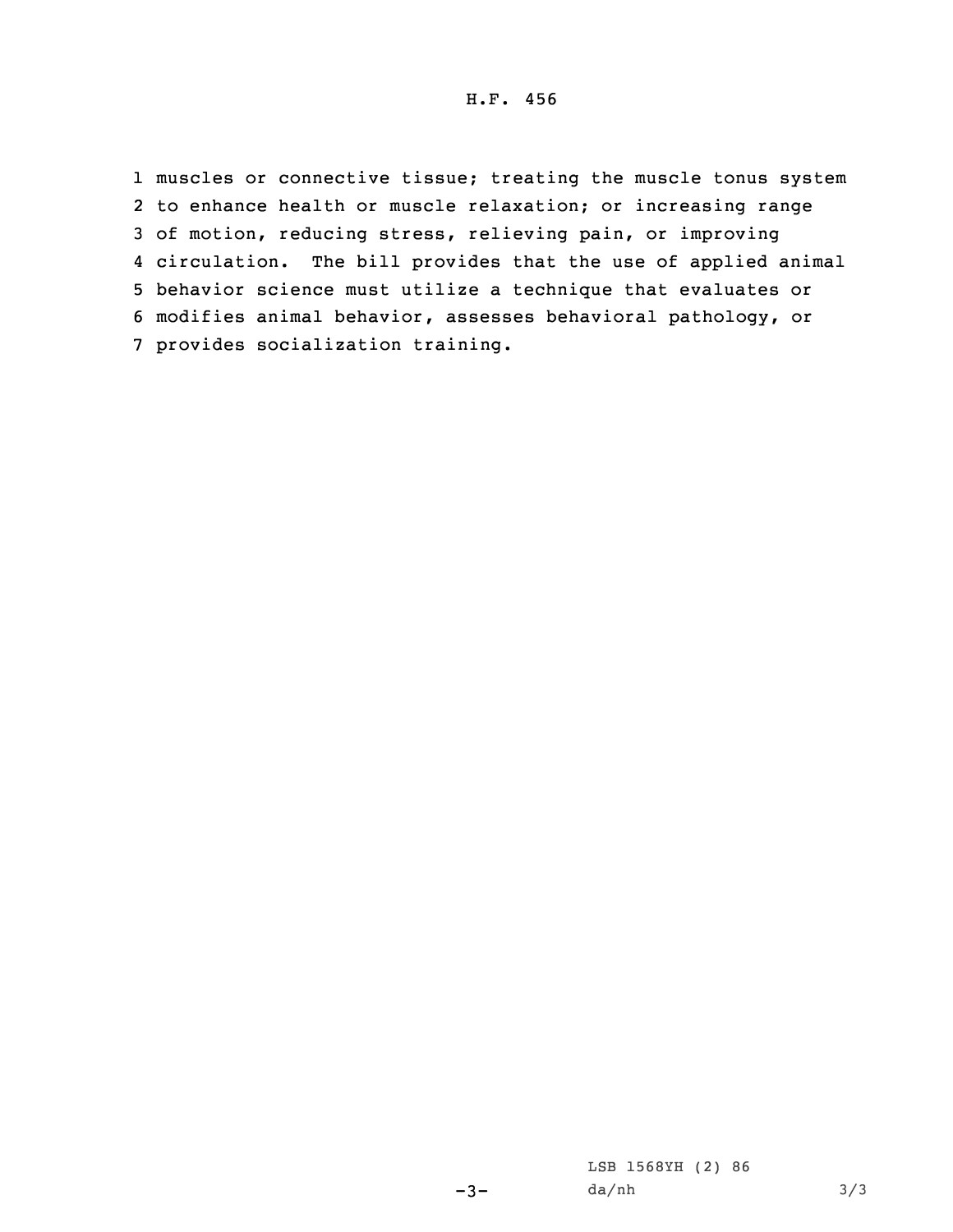muscles or connective tissue; treating the muscle tonus system to enhance health or muscle relaxation; or increasing range of motion, reducing stress, relieving pain, or improving circulation. The bill provides that the use of applied animal behavior science must utilize a technique that evaluates or modifies animal behavior, assesses behavioral pathology, or provides socialization training.